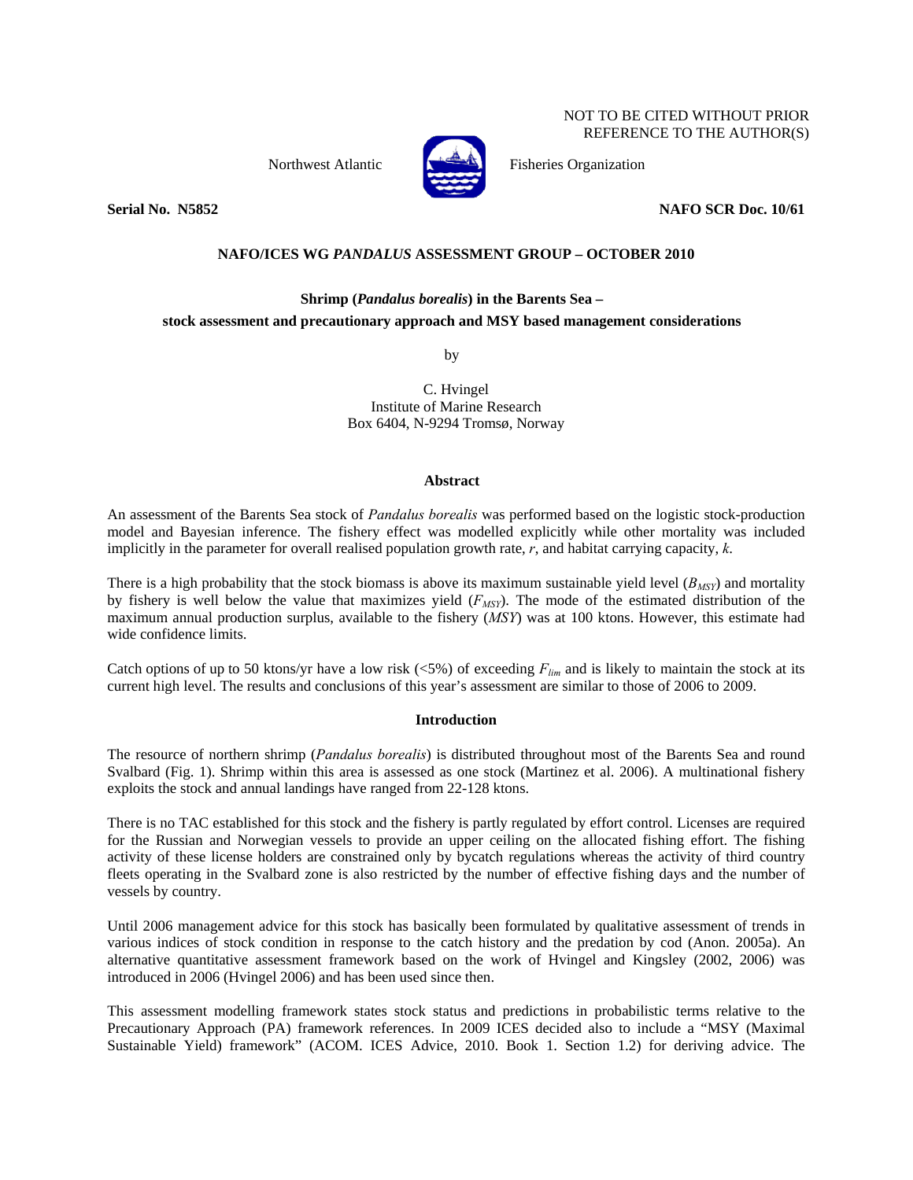NOT TO BE CITED WITHOUT PRIOR REFERENCE TO THE AUTHOR(S)

Northwest Atlantic Fisheries Organization

**Serial No. N5852** **NAFO SCR Doc. 10/61**

**NAFO/ICES WG *PANDALUS* ASSESSMENT GROUP – OCTOBER 2010**

# Shrimp (*Pandalus borealis*) in the Barents Sea – stock assessment and precautionary approach and MSY based management considerations

by

C. Hvingel
Institute of Marine Research
Box 6404, N-9294 Tromsø, Norway

## Abstract

An assessment of the Barents Sea stock of *Pandalus borealis* was performed based on the logistic stock-production model and Bayesian inference. The fishery effect was modelled explicitly while other mortality was included implicitly in the parameter for overall realised population growth rate, *r*, and habitat carrying capacity, *k*.

There is a high probability that the stock biomass is above its maximum sustainable yield level ($B_{MSY}$) and mortality by fishery is well below the value that maximizes yield ($F_{MSY}$). The mode of the estimated distribution of the maximum annual production surplus, available to the fishery (*MSY*) was at 100 ktons. However, this estimate had wide confidence limits.

Catch options of up to 50 ktons/yr have a low risk (<5%) of exceeding $F_{lim}$ and is likely to maintain the stock at its current high level. The results and conclusions of this year's assessment are similar to those of 2006 to 2009.

## Introduction

The resource of northern shrimp (*Pandalus borealis*) is distributed throughout most of the Barents Sea and round Svalbard (Fig. 1). Shrimp within this area is assessed as one stock (Martinez et al. 2006). A multinational fishery exploits the stock and annual landings have ranged from 22-128 ktons.

There is no TAC established for this stock and the fishery is partly regulated by effort control. Licenses are required for the Russian and Norwegian vessels to provide an upper ceiling on the allocated fishing effort. The fishing activity of these license holders are constrained only by bycatch regulations whereas the activity of third country fleets operating in the Svalbard zone is also restricted by the number of effective fishing days and the number of vessels by country.

Until 2006 management advice for this stock has basically been formulated by qualitative assessment of trends in various indices of stock condition in response to the catch history and the predation by cod (Anon. 2005a). An alternative quantitative assessment framework based on the work of Hvingel and Kingsley (2002, 2006) was introduced in 2006 (Hvingel 2006) and has been used since then.

This assessment modelling framework states stock status and predictions in probabilistic terms relative to the Precautionary Approach (PA) framework references. In 2009 ICES decided also to include a "MSY (Maximal Sustainable Yield) framework" (ACOM. ICES Advice, 2010. Book 1. Section 1.2) for deriving advice. The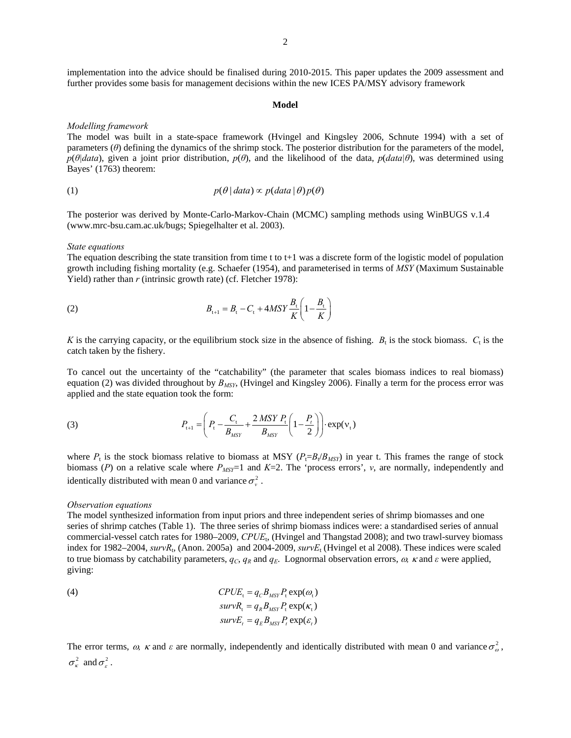implementation into the advice should be finalised during 2010-2015. This paper updates the 2009 assessment and further provides some basis for management decisions within the new ICES PA/MSY advisory framework

## Model

*Modelling framework*

The model was built in a state-space framework (Hvingel and Kingsley 2006, Schnute 1994) with a set of parameters ($\theta$) defining the dynamics of the shrimp stock. The posterior distribution for the parameters of the model, $p(\theta|data)$, given a joint prior distribution, $p(\theta)$, and the likelihood of the data, $p(data|\theta)$, was determined using Bayes' (1763) theorem:

$$p(\theta \mid data) \propto p(data \mid \theta)\, p(\theta) \tag{1}$$

The posterior was derived by Monte-Carlo-Markov-Chain (MCMC) sampling methods using WinBUGS v.1.4 (www.mrc-bsu.cam.ac.uk/bugs; Spiegelhalter et al. 2003).

*State equations*

The equation describing the state transition from time t to t+1 was a discrete form of the logistic model of population growth including fishing mortality (e.g. Schaefer (1954), and parameterised in terms of *MSY* (Maximum Sustainable Yield) rather than *r* (intrinsic growth rate) (cf. Fletcher 1978):

$$B_{t+1} = B_t - C_t + 4MSY \frac{B_t}{K}\left(1 - \frac{B_t}{K}\right) \tag{2}$$

$K$ is the carrying capacity, or the equilibrium stock size in the absence of fishing. $B_t$ is the stock biomass. $C_t$ is the catch taken by the fishery.

To cancel out the uncertainty of the "catchability" (the parameter that scales biomass indices to real biomass) equation (2) was divided throughout by $B_{MSY}$, (Hvingel and Kingsley 2006). Finally a term for the process error was applied and the state equation took the form:

$$P_{t+1} = \left( P_t - \frac{C_t}{B_{MSY}} + \frac{2\,MSY\,P_t}{B_{MSY}}\left(1 - \frac{P_t}{2}\right)\right) \cdot \exp(\nu_t) \tag{3}$$

where $P_t$ is the stock biomass relative to biomass at MSY ($P_t = B_t/B_{MSY}$) in year t. This frames the range of stock biomass ($P$) on a relative scale where $P_{MSY}=1$ and $K=2$. The 'process errors', $\nu$, are normally, independently and identically distributed with mean 0 and variance $\sigma_\nu^2$.

*Observation equations*

The model synthesized information from input priors and three independent series of shrimp biomasses and one series of shrimp catches (Table 1). The three series of shrimp biomass indices were: a standardised series of annual commercial-vessel catch rates for 1980–2009, $CPUE_t$, (Hvingel and Thangstad 2008); and two trawl-survey biomass index for 1982–2004, $survR_t$, (Anon. 2005a) and 2004-2009, $survE_t$ (Hvingel et al 2008). These indices were scaled to true biomass by catchability parameters, $q_C$, $q_R$ and $q_E$. Lognormal observation errors, $\omega$, $\kappa$ and $\varepsilon$ were applied, giving:

$$\begin{aligned} CPUE_t &= q_C B_{MSY} P_t \exp(\omega_t) \\ survR_t &= q_R B_{MSY} P_t \exp(\kappa_t) \\ survE_t &= q_E B_{MSY} P_t \exp(\varepsilon_t) \end{aligned} \tag{4}$$

The error terms, $\omega$, $\kappa$ and $\varepsilon$ are normally, independently and identically distributed with mean 0 and variance $\sigma_\omega^2$, $\sigma_\kappa^2$ and $\sigma_\varepsilon^2$.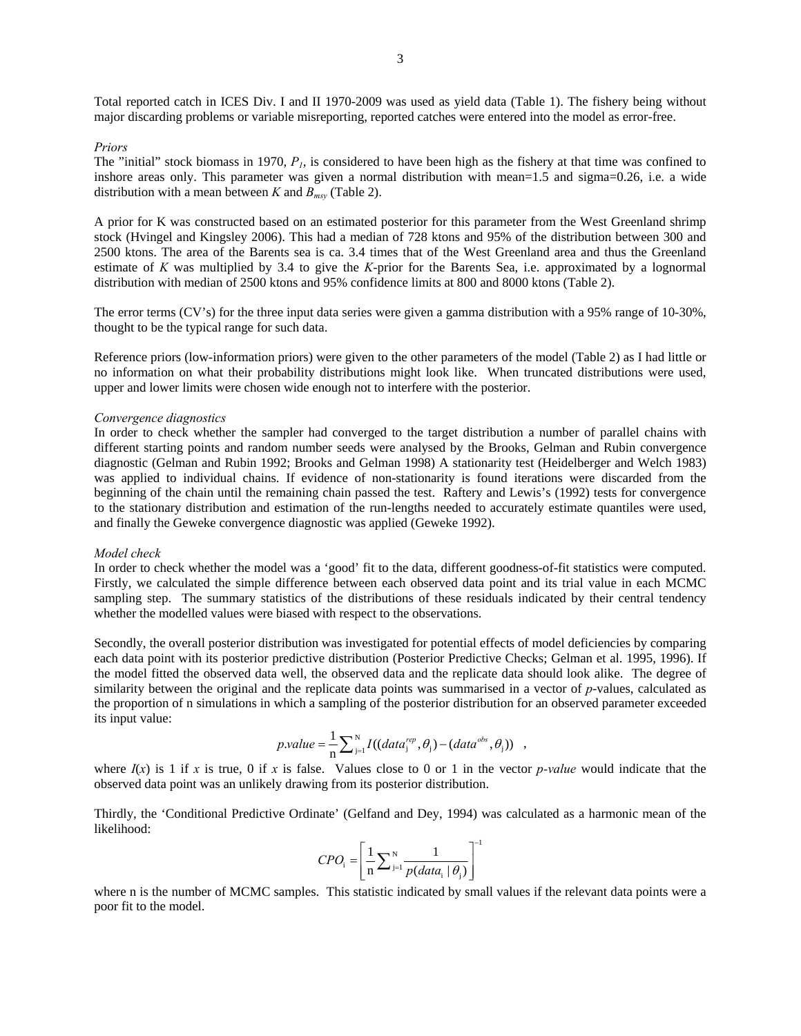Total reported catch in ICES Div. I and II 1970-2009 was used as yield data (Table 1). The fishery being without major discarding problems or variable misreporting, reported catches were entered into the model as error-free.

*Priors*

The "initial" stock biomass in 1970, $P_1$, is considered to have been high as the fishery at that time was confined to inshore areas only. This parameter was given a normal distribution with mean=1.5 and sigma=0.26, i.e. a wide distribution with a mean between $K$ and $B_{msy}$ (Table 2).

A prior for K was constructed based on an estimated posterior for this parameter from the West Greenland shrimp stock (Hvingel and Kingsley 2006). This had a median of 728 ktons and 95% of the distribution between 300 and 2500 ktons. The area of the Barents sea is ca. 3.4 times that of the West Greenland area and thus the Greenland estimate of $K$ was multiplied by 3.4 to give the $K$-prior for the Barents Sea, i.e. approximated by a lognormal distribution with median of 2500 ktons and 95% confidence limits at 800 and 8000 ktons (Table 2).

The error terms (CV's) for the three input data series were given a gamma distribution with a 95% range of 10-30%, thought to be the typical range for such data.

Reference priors (low-information priors) were given to the other parameters of the model (Table 2) as I had little or no information on what their probability distributions might look like. When truncated distributions were used, upper and lower limits were chosen wide enough not to interfere with the posterior.

*Convergence diagnostics*

In order to check whether the sampler had converged to the target distribution a number of parallel chains with different starting points and random number seeds were analysed by the Brooks, Gelman and Rubin convergence diagnostic (Gelman and Rubin 1992; Brooks and Gelman 1998) A stationarity test (Heidelberger and Welch 1983) was applied to individual chains. If evidence of non-stationarity is found iterations were discarded from the beginning of the chain until the remaining chain passed the test. Raftery and Lewis's (1992) tests for convergence to the stationary distribution and estimation of the run-lengths needed to accurately estimate quantiles were used, and finally the Geweke convergence diagnostic was applied (Geweke 1992).

*Model check*

In order to check whether the model was a 'good' fit to the data, different goodness-of-fit statistics were computed. Firstly, we calculated the simple difference between each observed data point and its trial value in each MCMC sampling step. The summary statistics of the distributions of these residuals indicated by their central tendency whether the modelled values were biased with respect to the observations.

Secondly, the overall posterior distribution was investigated for potential effects of model deficiencies by comparing each data point with its posterior predictive distribution (Posterior Predictive Checks; Gelman et al. 1995, 1996). If the model fitted the observed data well, the observed data and the replicate data should look alike. The degree of similarity between the original and the replicate data points was summarised in a vector of $p$-values, calculated as the proportion of n simulations in which a sampling of the posterior distribution for an observed parameter exceeded its input value:

$$p.value = \frac{1}{\mathrm{n}} \sum\nolimits_{\mathrm{j}=1}^{\mathrm{N}} I((data_{\mathrm{j}}^{rep}, \theta_{\mathrm{j}}) - (data^{obs}, \theta_{\mathrm{j}})) \quad ,$$

where $I(x)$ is 1 if $x$ is true, 0 if $x$ is false. Values close to 0 or 1 in the vector $p$-$value$ would indicate that the observed data point was an unlikely drawing from its posterior distribution.

Thirdly, the 'Conditional Predictive Ordinate' (Gelfand and Dey, 1994) was calculated as a harmonic mean of the likelihood:

$$CPO_{\mathrm{i}} = \left[ \frac{1}{\mathrm{n}} \sum\nolimits_{\mathrm{j}=1}^{\mathrm{N}} \frac{1}{p(data_{\mathrm{i}} \mid \theta_{\mathrm{j}})} \right]^{-1}$$

where n is the number of MCMC samples. This statistic indicated by small values if the relevant data points were a poor fit to the model.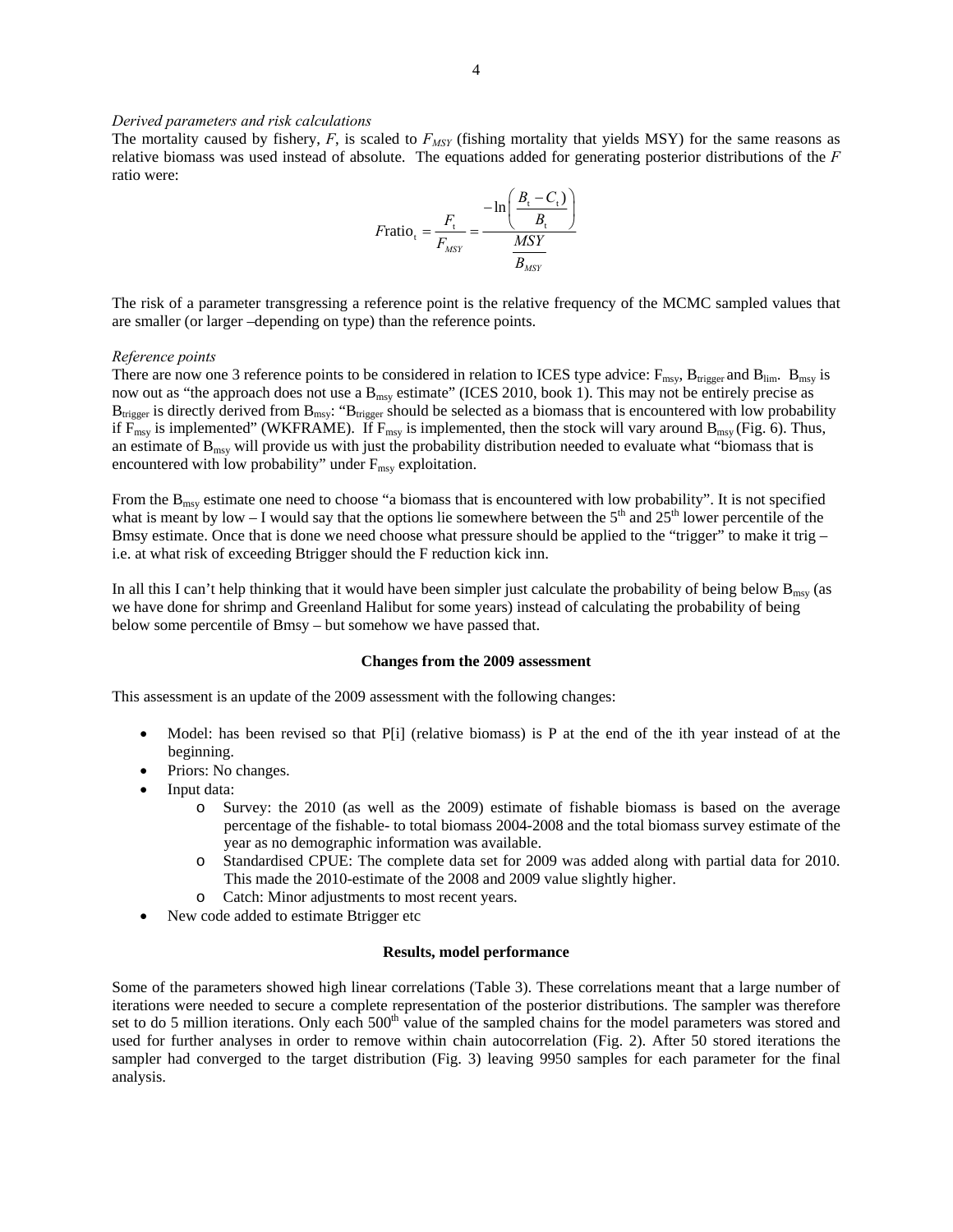*Derived parameters and risk calculations*

The mortality caused by fishery, $F$, is scaled to $F_{MSY}$ (fishing mortality that yields MSY) for the same reasons as relative biomass was used instead of absolute. The equations added for generating posterior distributions of the $F$ ratio were:

$$F\text{ratio}_t = \frac{F_t}{F_{MSY}} = \frac{-\ln\left(\frac{B_t - C_t)}{B_t}\right)}{\frac{MSY}{B_{MSY}}}$$

The risk of a parameter transgressing a reference point is the relative frequency of the MCMC sampled values that are smaller (or larger –depending on type) than the reference points.

*Reference points*

There are now one 3 reference points to be considered in relation to ICES type advice: $F_{msy}$, $B_{trigger}$ and $B_{lim}$. $B_{msy}$ is now out as "the approach does not use a $B_{msy}$ estimate" (ICES 2010, book 1). This may not be entirely precise as $B_{trigger}$ is directly derived from $B_{msy}$: "$B_{trigger}$ should be selected as a biomass that is encountered with low probability if $F_{msy}$ is implemented" (WKFRAME). If $F_{msy}$ is implemented, then the stock will vary around $B_{msy}$ (Fig. 6). Thus, an estimate of $B_{msy}$ will provide us with just the probability distribution needed to evaluate what "biomass that is encountered with low probability" under $F_{msy}$ exploitation.

From the $B_{msy}$ estimate one need to choose "a biomass that is encountered with low probability". It is not specified what is meant by low – I would say that the options lie somewhere between the 5th and 25th lower percentile of the Bmsy estimate. Once that is done we need choose what pressure should be applied to the "trigger" to make it trig – i.e. at what risk of exceeding Btrigger should the F reduction kick inn.

In all this I can't help thinking that it would have been simpler just calculate the probability of being below $B_{msy}$ (as we have done for shrimp and Greenland Halibut for some years) instead of calculating the probability of being below some percentile of Bmsy – but somehow we have passed that.

**Changes from the 2009 assessment**

This assessment is an update of the 2009 assessment with the following changes:

- Model: has been revised so that P[i] (relative biomass) is P at the end of the ith year instead of at the beginning.
- Priors: No changes.
- Input data:
    - Survey: the 2010 (as well as the 2009) estimate of fishable biomass is based on the average percentage of the fishable- to total biomass 2004-2008 and the total biomass survey estimate of the year as no demographic information was available.
    - Standardised CPUE: The complete data set for 2009 was added along with partial data for 2010. This made the 2010-estimate of the 2008 and 2009 value slightly higher.
    - Catch: Minor adjustments to most recent years.
- New code added to estimate Btrigger etc

**Results, model performance**

Some of the parameters showed high linear correlations (Table 3). These correlations meant that a large number of iterations were needed to secure a complete representation of the posterior distributions. The sampler was therefore set to do 5 million iterations. Only each 500th value of the sampled chains for the model parameters was stored and used for further analyses in order to remove within chain autocorrelation (Fig. 2). After 50 stored iterations the sampler had converged to the target distribution (Fig. 3) leaving 9950 samples for each parameter for the final analysis.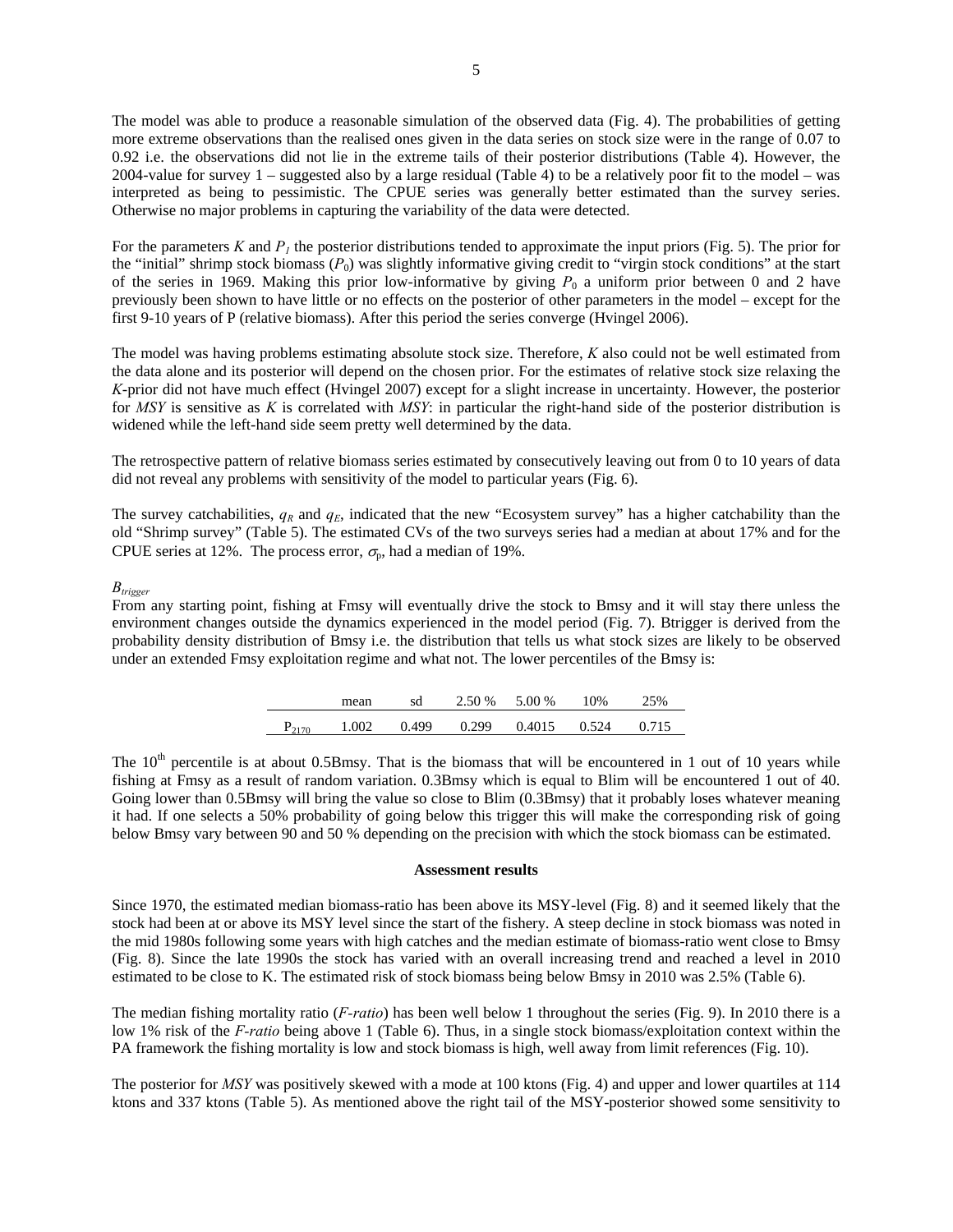The model was able to produce a reasonable simulation of the observed data (Fig. 4). The probabilities of getting more extreme observations than the realised ones given in the data series on stock size were in the range of 0.07 to 0.92 i.e. the observations did not lie in the extreme tails of their posterior distributions (Table 4). However, the 2004-value for survey 1 – suggested also by a large residual (Table 4) to be a relatively poor fit to the model – was interpreted as being to pessimistic. The CPUE series was generally better estimated than the survey series. Otherwise no major problems in capturing the variability of the data were detected.

For the parameters $K$ and $P_1$ the posterior distributions tended to approximate the input priors (Fig. 5). The prior for the "initial" shrimp stock biomass ($P_0$) was slightly informative giving credit to "virgin stock conditions" at the start of the series in 1969. Making this prior low-informative by giving $P_0$ a uniform prior between 0 and 2 have previously been shown to have little or no effects on the posterior of other parameters in the model – except for the first 9-10 years of P (relative biomass). After this period the series converge (Hvingel 2006).

The model was having problems estimating absolute stock size. Therefore, $K$ also could not be well estimated from the data alone and its posterior will depend on the chosen prior. For the estimates of relative stock size relaxing the $K$-prior did not have much effect (Hvingel 2007) except for a slight increase in uncertainty. However, the posterior for *MSY* is sensitive as $K$ is correlated with *MSY*: in particular the right-hand side of the posterior distribution is widened while the left-hand side seem pretty well determined by the data.

The retrospective pattern of relative biomass series estimated by consecutively leaving out from 0 to 10 years of data did not reveal any problems with sensitivity of the model to particular years (Fig. 6).

The survey catchabilities, $q_R$ and $q_E$, indicated that the new "Ecosystem survey" has a higher catchability than the old "Shrimp survey" (Table 5). The estimated CVs of the two surveys series had a median at about 17% and for the CPUE series at 12%. The process error, $\sigma_p$, had a median of 19%.

*$B_{trigger}$*

From any starting point, fishing at Fmsy will eventually drive the stock to Bmsy and it will stay there unless the environment changes outside the dynamics experienced in the model period (Fig. 7). Btrigger is derived from the probability density distribution of Bmsy i.e. the distribution that tells us what stock sizes are likely to be observed under an extended Fmsy exploitation regime and what not. The lower percentiles of the Bmsy is:

| | mean | sd | 2.50 % | 5.00 % | 10% | 25% |
|---|---|---|---|---|---|---|
| $P_{2170}$ | 1.002 | 0.499 | 0.299 | 0.4015 | 0.524 | 0.715 |

The 10[th] percentile is at about 0.5Bmsy. That is the biomass that will be encountered in 1 out of 10 years while fishing at Fmsy as a result of random variation. 0.3Bmsy which is equal to Blim will be encountered 1 out of 40. Going lower than 0.5Bmsy will bring the value so close to Blim (0.3Bmsy) that it probably loses whatever meaning it had. If one selects a 50% probability of going below this trigger this will make the corresponding risk of going below Bmsy vary between 90 and 50 % depending on the precision with which the stock biomass can be estimated.

**Assessment results**

Since 1970, the estimated median biomass-ratio has been above its MSY-level (Fig. 8) and it seemed likely that the stock had been at or above its MSY level since the start of the fishery. A steep decline in stock biomass was noted in the mid 1980s following some years with high catches and the median estimate of biomass-ratio went close to Bmsy (Fig. 8). Since the late 1990s the stock has varied with an overall increasing trend and reached a level in 2010 estimated to be close to K. The estimated risk of stock biomass being below Bmsy in 2010 was 2.5% (Table 6).

The median fishing mortality ratio (*F-ratio*) has been well below 1 throughout the series (Fig. 9). In 2010 there is a low 1% risk of the *F-ratio* being above 1 (Table 6). Thus, in a single stock biomass/exploitation context within the PA framework the fishing mortality is low and stock biomass is high, well away from limit references (Fig. 10).

The posterior for *MSY* was positively skewed with a mode at 100 ktons (Fig. 4) and upper and lower quartiles at 114 ktons and 337 ktons (Table 5). As mentioned above the right tail of the MSY-posterior showed some sensitivity to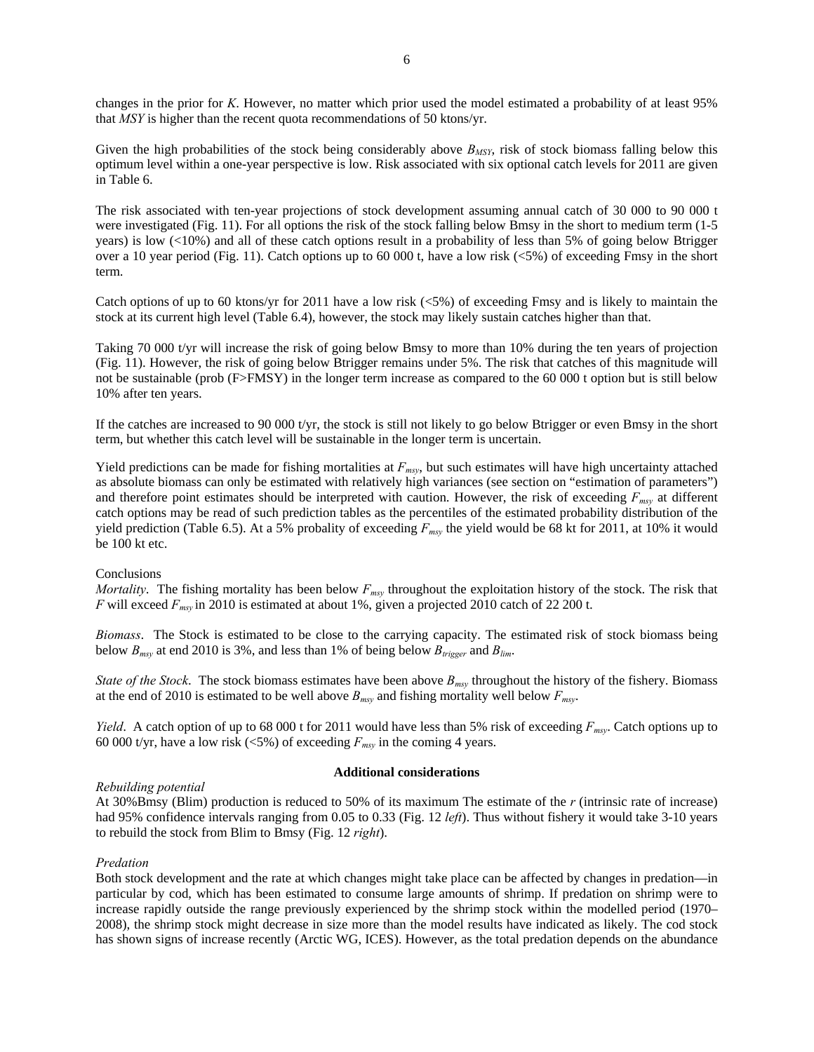changes in the prior for *K*. However, no matter which prior used the model estimated a probability of at least 95% that *MSY* is higher than the recent quota recommendations of 50 ktons/yr.

Given the high probabilities of the stock being considerably above $B_{MSY}$, risk of stock biomass falling below this optimum level within a one-year perspective is low. Risk associated with six optional catch levels for 2011 are given in Table 6.

The risk associated with ten-year projections of stock development assuming annual catch of 30 000 to 90 000 t were investigated (Fig. 11). For all options the risk of the stock falling below Bmsy in the short to medium term (1-5 years) is low (<10%) and all of these catch options result in a probability of less than 5% of going below Btrigger over a 10 year period (Fig. 11). Catch options up to 60 000 t, have a low risk (<5%) of exceeding Fmsy in the short term.

Catch options of up to 60 ktons/yr for 2011 have a low risk (<5%) of exceeding Fmsy and is likely to maintain the stock at its current high level (Table 6.4), however, the stock may likely sustain catches higher than that.

Taking 70 000 t/yr will increase the risk of going below Bmsy to more than 10% during the ten years of projection (Fig. 11). However, the risk of going below Btrigger remains under 5%. The risk that catches of this magnitude will not be sustainable (prob (F>FMSY) in the longer term increase as compared to the 60 000 t option but is still below 10% after ten years.

If the catches are increased to 90 000 t/yr, the stock is still not likely to go below Btrigger or even Bmsy in the short term, but whether this catch level will be sustainable in the longer term is uncertain.

Yield predictions can be made for fishing mortalities at $F_{msy}$, but such estimates will have high uncertainty attached as absolute biomass can only be estimated with relatively high variances (see section on "estimation of parameters") and therefore point estimates should be interpreted with caution. However, the risk of exceeding $F_{msy}$ at different catch options may be read of such prediction tables as the percentiles of the estimated probability distribution of the yield prediction (Table 6.5). At a 5% probality of exceeding $F_{msy}$ the yield would be 68 kt for 2011, at 10% it would be 100 kt etc.

Conclusions

*Mortality*. The fishing mortality has been below $F_{msy}$ throughout the exploitation history of the stock. The risk that $F$ will exceed $F_{msy}$ in 2010 is estimated at about 1%, given a projected 2010 catch of 22 200 t.

*Biomass*. The Stock is estimated to be close to the carrying capacity. The estimated risk of stock biomass being below $B_{msy}$ at end 2010 is 3%, and less than 1% of being below $B_{trigger}$ and $B_{lim}$.

*State of the Stock*. The stock biomass estimates have been above $B_{msy}$ throughout the history of the fishery. Biomass at the end of 2010 is estimated to be well above $B_{msy}$ and fishing mortality well below $F_{msy}$.

*Yield*. A catch option of up to 68 000 t for 2011 would have less than 5% risk of exceeding $F_{msy}$. Catch options up to 60 000 t/yr, have a low risk (<5%) of exceeding $F_{msy}$ in the coming 4 years.

## Additional considerations

*Rebuilding potential*

At 30%Bmsy (Blim) production is reduced to 50% of its maximum The estimate of the *r* (intrinsic rate of increase) had 95% confidence intervals ranging from 0.05 to 0.33 (Fig. 12 *left*). Thus without fishery it would take 3-10 years to rebuild the stock from Blim to Bmsy (Fig. 12 *right*).

*Predation*

Both stock development and the rate at which changes might take place can be affected by changes in predation—in particular by cod, which has been estimated to consume large amounts of shrimp. If predation on shrimp were to increase rapidly outside the range previously experienced by the shrimp stock within the modelled period (1970–2008), the shrimp stock might decrease in size more than the model results have indicated as likely. The cod stock has shown signs of increase recently (Arctic WG, ICES). However, as the total predation depends on the abundance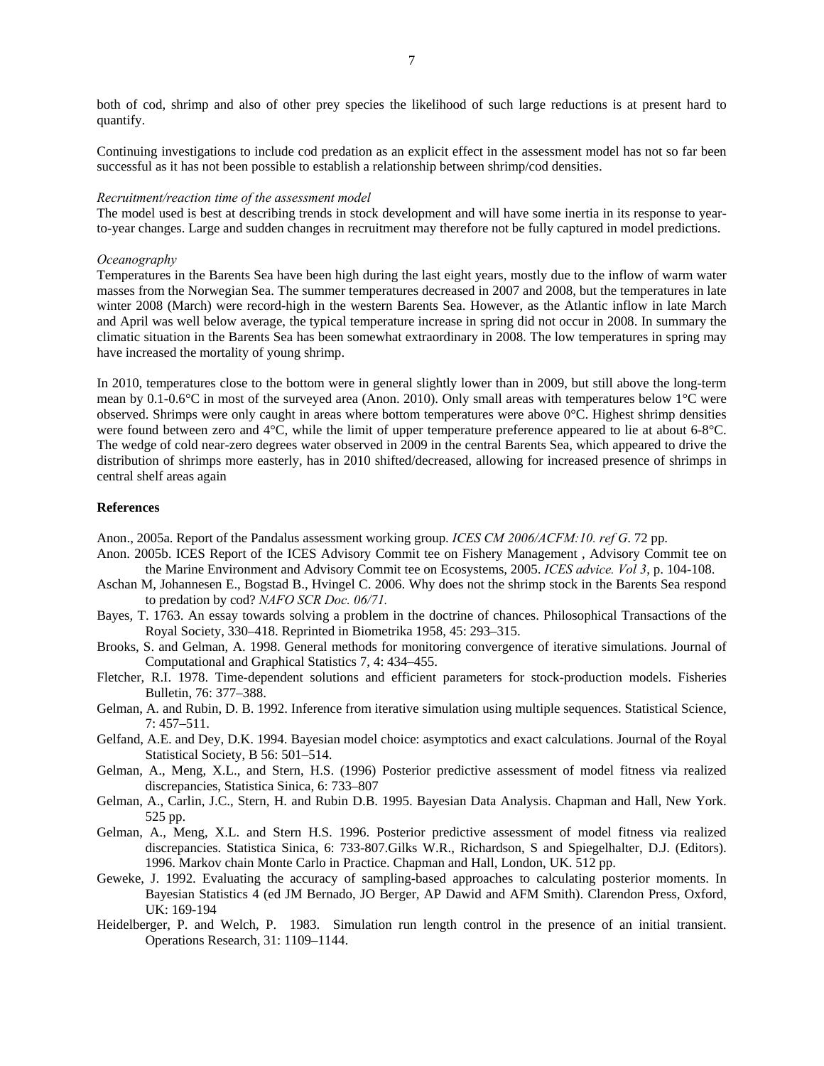both of cod, shrimp and also of other prey species the likelihood of such large reductions is at present hard to quantify.

Continuing investigations to include cod predation as an explicit effect in the assessment model has not so far been successful as it has not been possible to establish a relationship between shrimp/cod densities.

*Recruitment/reaction time of the assessment model*

The model used is best at describing trends in stock development and will have some inertia in its response to year-to-year changes. Large and sudden changes in recruitment may therefore not be fully captured in model predictions.

*Oceanography*

Temperatures in the Barents Sea have been high during the last eight years, mostly due to the inflow of warm water masses from the Norwegian Sea. The summer temperatures decreased in 2007 and 2008, but the temperatures in late winter 2008 (March) were record-high in the western Barents Sea. However, as the Atlantic inflow in late March and April was well below average, the typical temperature increase in spring did not occur in 2008. In summary the climatic situation in the Barents Sea has been somewhat extraordinary in 2008. The low temperatures in spring may have increased the mortality of young shrimp.

In 2010, temperatures close to the bottom were in general slightly lower than in 2009, but still above the long-term mean by 0.1-0.6°C in most of the surveyed area (Anon. 2010). Only small areas with temperatures below 1°C were observed. Shrimps were only caught in areas where bottom temperatures were above 0°C. Highest shrimp densities were found between zero and 4°C, while the limit of upper temperature preference appeared to lie at about 6-8°C. The wedge of cold near-zero degrees water observed in 2009 in the central Barents Sea, which appeared to drive the distribution of shrimps more easterly, has in 2010 shifted/decreased, allowing for increased presence of shrimps in central shelf areas again

**References**

Anon., 2005a. Report of the Pandalus assessment working group. *ICES CM 2006/ACFM:10. ref G*. 72 pp.

Anon. 2005b. ICES Report of the ICES Advisory Commit tee on Fishery Management , Advisory Commit tee on the Marine Environment and Advisory Commit tee on Ecosystems, 2005. *ICES advice. Vol 3*, p. 104-108.

Aschan M, Johannesen E., Bogstad B., Hvingel C. 2006. Why does not the shrimp stock in the Barents Sea respond to predation by cod? *NAFO SCR Doc. 06/71.*

Bayes, T. 1763. An essay towards solving a problem in the doctrine of chances. Philosophical Transactions of the Royal Society, 330–418. Reprinted in Biometrika 1958, 45: 293–315.

Brooks, S. and Gelman, A. 1998. General methods for monitoring convergence of iterative simulations. Journal of Computational and Graphical Statistics 7, 4: 434–455.

Fletcher, R.I. 1978. Time-dependent solutions and efficient parameters for stock-production models. Fisheries Bulletin, 76: 377–388.

Gelman, A. and Rubin, D. B. 1992. Inference from iterative simulation using multiple sequences. Statistical Science, 7: 457–511.

Gelfand, A.E. and Dey, D.K. 1994. Bayesian model choice: asymptotics and exact calculations. Journal of the Royal Statistical Society, B 56: 501–514.

Gelman, A., Meng, X.L., and Stern, H.S. (1996) Posterior predictive assessment of model fitness via realized discrepancies, Statistica Sinica, 6: 733–807

Gelman, A., Carlin, J.C., Stern, H. and Rubin D.B. 1995. Bayesian Data Analysis. Chapman and Hall, New York. 525 pp.

Gelman, A., Meng, X.L. and Stern H.S. 1996. Posterior predictive assessment of model fitness via realized discrepancies. Statistica Sinica, 6: 733-807.Gilks W.R., Richardson, S and Spiegelhalter, D.J. (Editors). 1996. Markov chain Monte Carlo in Practice. Chapman and Hall, London, UK. 512 pp.

Geweke, J. 1992. Evaluating the accuracy of sampling-based approaches to calculating posterior moments. In Bayesian Statistics 4 (ed JM Bernado, JO Berger, AP Dawid and AFM Smith). Clarendon Press, Oxford, UK: 169-194

Heidelberger, P. and Welch, P. 1983. Simulation run length control in the presence of an initial transient. Operations Research, 31: 1109–1144.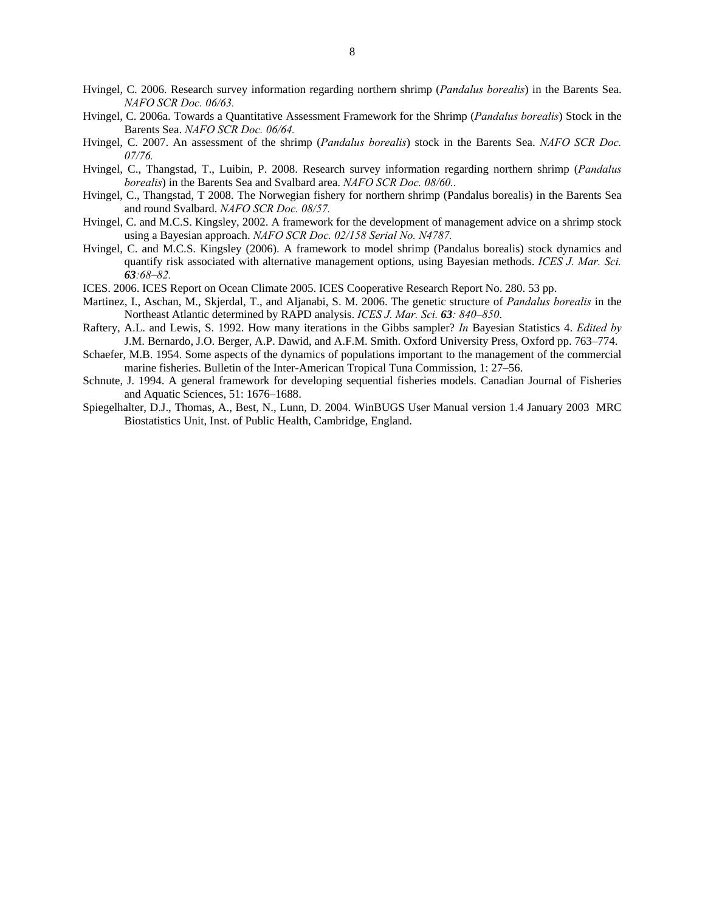Hvingel, C. 2006. Research survey information regarding northern shrimp (*Pandalus borealis*) in the Barents Sea. *NAFO SCR Doc. 06/63.*

Hvingel, C. 2006a. Towards a Quantitative Assessment Framework for the Shrimp (*Pandalus borealis*) Stock in the Barents Sea. *NAFO SCR Doc. 06/64.*

Hvingel, C. 2007. An assessment of the shrimp (*Pandalus borealis*) stock in the Barents Sea. *NAFO SCR Doc. 07/76.*

Hvingel, C., Thangstad, T., Luibin, P. 2008. Research survey information regarding northern shrimp (*Pandalus borealis*) in the Barents Sea and Svalbard area. *NAFO SCR Doc. 08/60..*

Hvingel, C., Thangstad, T 2008. The Norwegian fishery for northern shrimp (Pandalus borealis) in the Barents Sea and round Svalbard. *NAFO SCR Doc. 08/57.*

Hvingel, C. and M.C.S. Kingsley, 2002. A framework for the development of management advice on a shrimp stock using a Bayesian approach. *NAFO SCR Doc. 02/158 Serial No. N4787.*

Hvingel, C. and M.C.S. Kingsley (2006). A framework to model shrimp (Pandalus borealis) stock dynamics and quantify risk associated with alternative management options, using Bayesian methods. *ICES J. Mar. Sci.* ***63****:68–82.*

ICES. 2006. ICES Report on Ocean Climate 2005. ICES Cooperative Research Report No. 280. 53 pp.

Martinez, I., Aschan, M., Skjerdal, T., and Aljanabi, S. M. 2006. The genetic structure of *Pandalus borealis* in the Northeast Atlantic determined by RAPD analysis. *ICES J. Mar. Sci.* ***63****: 840–850*.

Raftery, A.L. and Lewis, S. 1992. How many iterations in the Gibbs sampler? *In* Bayesian Statistics 4. *Edited by* J.M. Bernardo, J.O. Berger, A.P. Dawid, and A.F.M. Smith. Oxford University Press, Oxford pp. 763–774.

Schaefer, M.B. 1954. Some aspects of the dynamics of populations important to the management of the commercial marine fisheries. Bulletin of the Inter-American Tropical Tuna Commission, 1: 27–56.

Schnute, J. 1994. A general framework for developing sequential fisheries models. Canadian Journal of Fisheries and Aquatic Sciences, 51: 1676–1688.

Spiegelhalter, D.J., Thomas, A., Best, N., Lunn, D. 2004. WinBUGS User Manual version 1.4 January 2003 MRC Biostatistics Unit, Inst. of Public Health, Cambridge, England.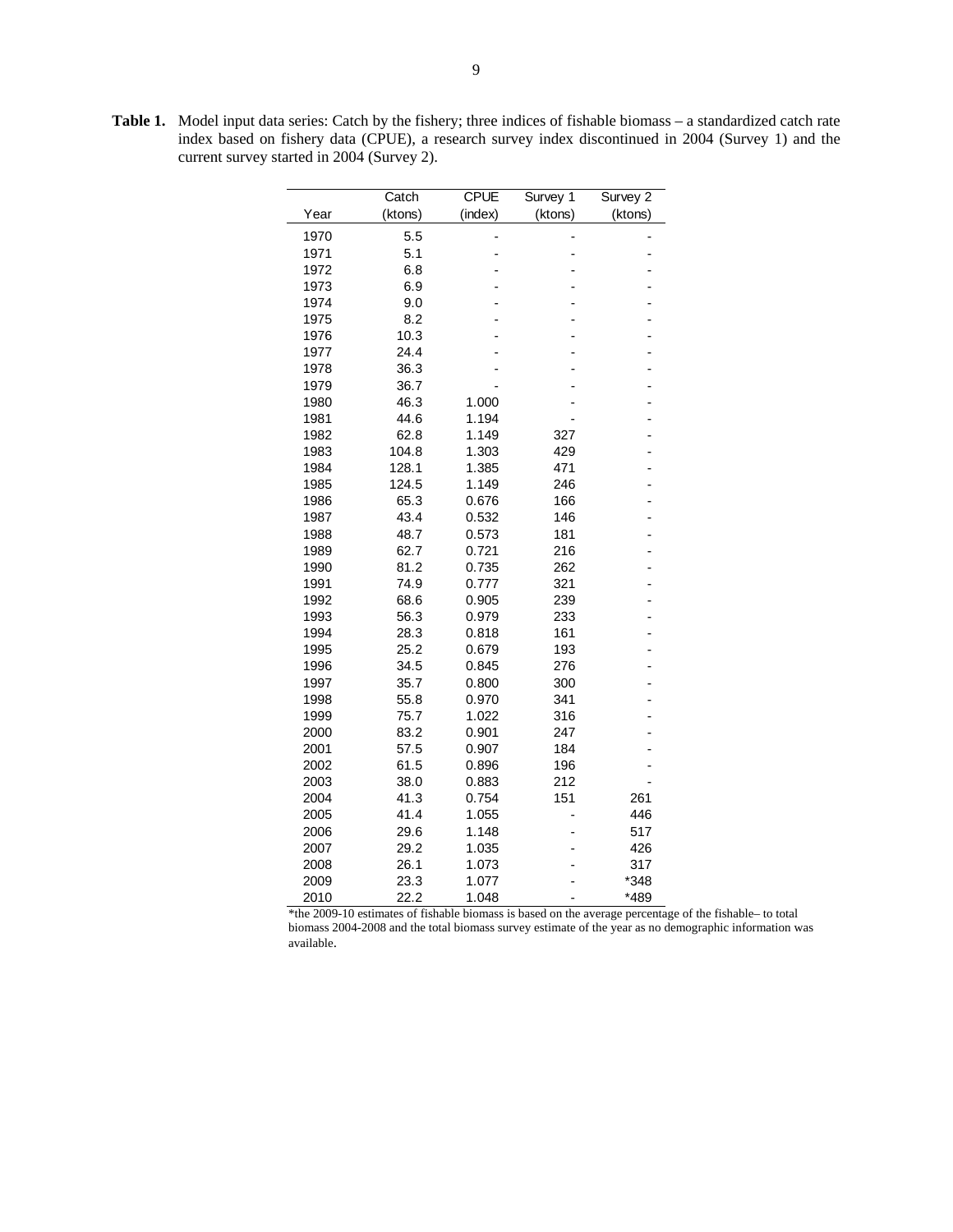**Table 1.** Model input data series: Catch by the fishery; three indices of fishable biomass – a standardized catch rate index based on fishery data (CPUE), a research survey index discontinued in 2004 (Survey 1) and the current survey started in 2004 (Survey 2).

| Year | Catch (ktons) | CPUE (index) | Survey 1 (ktons) | Survey 2 (ktons) |
|---|---|---|---|---|
| 1970 | 5.5 | - | - | - |
| 1971 | 5.1 | - | - | - |
| 1972 | 6.8 | - | - | - |
| 1973 | 6.9 | - | - | - |
| 1974 | 9.0 | - | - | - |
| 1975 | 8.2 | - | - | - |
| 1976 | 10.3 | - | - | - |
| 1977 | 24.4 | - | - | - |
| 1978 | 36.3 | - | - | - |
| 1979 | 36.7 | - | - | - |
| 1980 | 46.3 | 1.000 | - | - |
| 1981 | 44.6 | 1.194 | - | - |
| 1982 | 62.8 | 1.149 | 327 | - |
| 1983 | 104.8 | 1.303 | 429 | - |
| 1984 | 128.1 | 1.385 | 471 | - |
| 1985 | 124.5 | 1.149 | 246 | - |
| 1986 | 65.3 | 0.676 | 166 | - |
| 1987 | 43.4 | 0.532 | 146 | - |
| 1988 | 48.7 | 0.573 | 181 | - |
| 1989 | 62.7 | 0.721 | 216 | - |
| 1990 | 81.2 | 0.735 | 262 | - |
| 1991 | 74.9 | 0.777 | 321 | - |
| 1992 | 68.6 | 0.905 | 239 | - |
| 1993 | 56.3 | 0.979 | 233 | - |
| 1994 | 28.3 | 0.818 | 161 | - |
| 1995 | 25.2 | 0.679 | 193 | - |
| 1996 | 34.5 | 0.845 | 276 | - |
| 1997 | 35.7 | 0.800 | 300 | - |
| 1998 | 55.8 | 0.970 | 341 | - |
| 1999 | 75.7 | 1.022 | 316 | - |
| 2000 | 83.2 | 0.901 | 247 | - |
| 2001 | 57.5 | 0.907 | 184 | - |
| 2002 | 61.5 | 0.896 | 196 | - |
| 2003 | 38.0 | 0.883 | 212 | - |
| 2004 | 41.3 | 0.754 | 151 | 261 |
| 2005 | 41.4 | 1.055 | - | 446 |
| 2006 | 29.6 | 1.148 | - | 517 |
| 2007 | 29.2 | 1.035 | - | 426 |
| 2008 | 26.1 | 1.073 | - | 317 |
| 2009 | 23.3 | 1.077 | - | *348 |
| 2010 | 22.2 | 1.048 | - | *489 |

*the 2009-10 estimates of fishable biomass is based on the average percentage of the fishable– to total biomass 2004-2008 and the total biomass survey estimate of the year as no demographic information was available.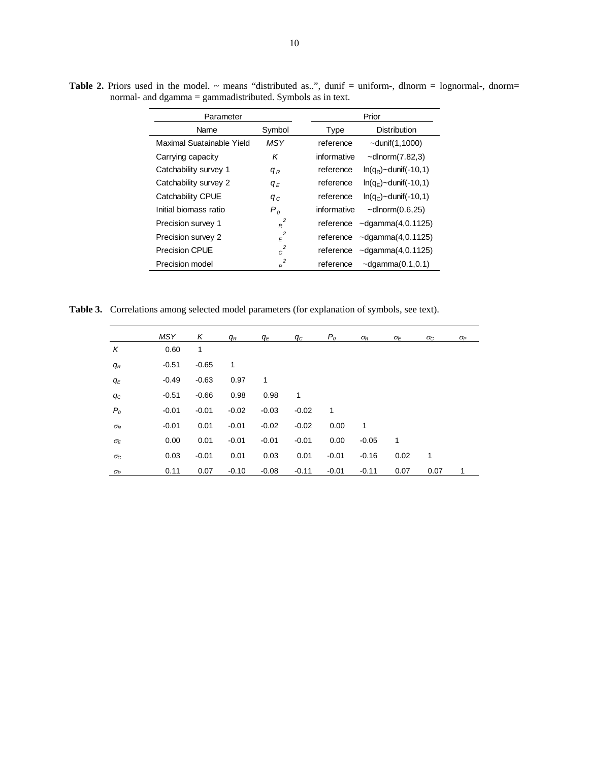**Table 2.** Priors used in the model. ~ means "distributed as..", dunif = uniform-, dlnorm = lognormal-, dnorm= normal- and dgamma = gammadistributed. Symbols as in text.

| Parameter | | Prior | |
|---|---|---|---|
| Name | Symbol | Type | Distribution |
| Maximal Suatainable Yield | $MSY$ | reference | ~dunif(1,1000) |
| Carrying capacity | $K$ | informative | ~dlnorm(7.82,3) |
| Catchability survey 1 | $q_R$ | reference | $\ln(q_R)$~dunif(-10,1) |
| Catchability survey 2 | $q_E$ | reference | $\ln(q_E)$~dunif(-10,1) |
| Catchability CPUE | $q_C$ | reference | $\ln(q_C)$~dunif(-10,1) |
| Initial biomass ratio | $P_0$ | informative | ~dlnorm(0.6,25) |
| Precision survey 1 | $\sigma_R^2$ | reference | ~dgamma(4,0.1125) |
| Precision survey 2 | $\sigma_E^2$ | reference | ~dgamma(4,0.1125) |
| Precision CPUE | $\sigma_C^2$ | reference | ~dgamma(4,0.1125) |
| Precision model | $\sigma_P^2$ | reference | ~dgamma(0.1,0.1) |

**Table 3.** Correlations among selected model parameters (for explanation of symbols, see text).

| | $MSY$ | $K$ | $q_R$ | $q_E$ | $q_C$ | $P_0$ | $\sigma_R$ | $\sigma_E$ | $\sigma_C$ | $\sigma_P$ |
|---|---|---|---|---|---|---|---|---|---|---|
| $K$ | 0.60 | 1 | | | | | | | | |
| $q_R$ | -0.51 | -0.65 | 1 | | | | | | | |
| $q_E$ | -0.49 | -0.63 | 0.97 | 1 | | | | | | |
| $q_C$ | -0.51 | -0.66 | 0.98 | 0.98 | 1 | | | | | |
| $P_0$ | -0.01 | -0.01 | -0.02 | -0.03 | -0.02 | 1 | | | | |
| $\sigma_R$ | -0.01 | 0.01 | -0.01 | -0.02 | -0.02 | 0.00 | 1 | | | |
| $\sigma_E$ | 0.00 | 0.01 | -0.01 | -0.01 | -0.01 | 0.00 | -0.05 | 1 | | |
| $\sigma_C$ | 0.03 | -0.01 | 0.01 | 0.03 | 0.01 | -0.01 | -0.16 | 0.02 | 1 | |
| $\sigma_P$ | 0.11 | 0.07 | -0.10 | -0.08 | -0.11 | -0.01 | -0.11 | 0.07 | 0.07 | 1 |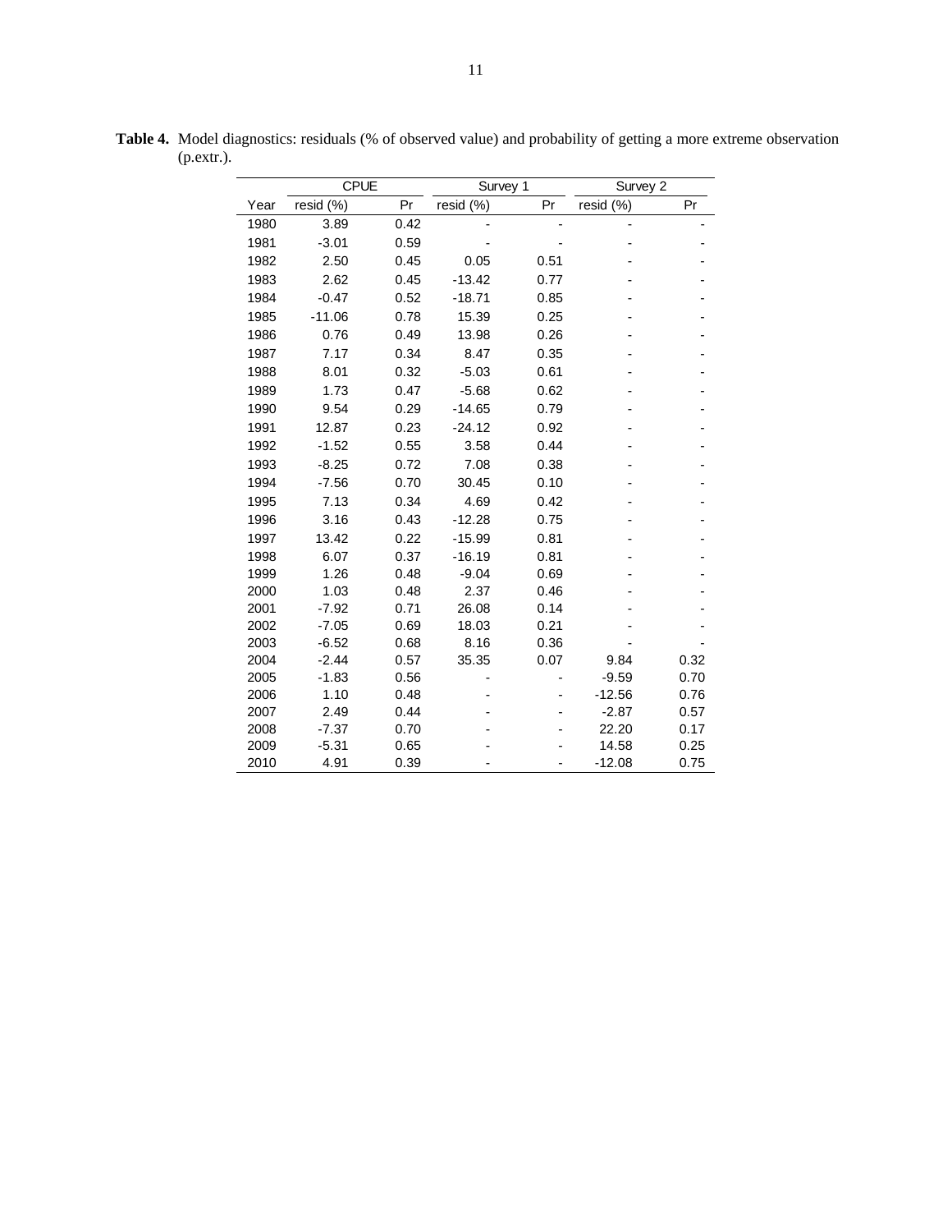**Table 4.** Model diagnostics: residuals (% of observed value) and probability of getting a more extreme observation (p.extr.).

| | CPUE | | Survey 1 | | Survey 2 | |
|---|---|---|---|---|---|---|
| Year | resid (%) | Pr | resid (%) | Pr | resid (%) | Pr |
| 1980 | 3.89 | 0.42 | - | - | - | - |
| 1981 | -3.01 | 0.59 | - | - | - | - |
| 1982 | 2.50 | 0.45 | 0.05 | 0.51 | - | - |
| 1983 | 2.62 | 0.45 | -13.42 | 0.77 | - | - |
| 1984 | -0.47 | 0.52 | -18.71 | 0.85 | - | - |
| 1985 | -11.06 | 0.78 | 15.39 | 0.25 | - | - |
| 1986 | 0.76 | 0.49 | 13.98 | 0.26 | - | - |
| 1987 | 7.17 | 0.34 | 8.47 | 0.35 | - | - |
| 1988 | 8.01 | 0.32 | -5.03 | 0.61 | - | - |
| 1989 | 1.73 | 0.47 | -5.68 | 0.62 | - | - |
| 1990 | 9.54 | 0.29 | -14.65 | 0.79 | - | - |
| 1991 | 12.87 | 0.23 | -24.12 | 0.92 | - | - |
| 1992 | -1.52 | 0.55 | 3.58 | 0.44 | - | - |
| 1993 | -8.25 | 0.72 | 7.08 | 0.38 | - | - |
| 1994 | -7.56 | 0.70 | 30.45 | 0.10 | - | - |
| 1995 | 7.13 | 0.34 | 4.69 | 0.42 | - | - |
| 1996 | 3.16 | 0.43 | -12.28 | 0.75 | - | - |
| 1997 | 13.42 | 0.22 | -15.99 | 0.81 | - | - |
| 1998 | 6.07 | 0.37 | -16.19 | 0.81 | - | - |
| 1999 | 1.26 | 0.48 | -9.04 | 0.69 | - | - |
| 2000 | 1.03 | 0.48 | 2.37 | 0.46 | - | - |
| 2001 | -7.92 | 0.71 | 26.08 | 0.14 | - | - |
| 2002 | -7.05 | 0.69 | 18.03 | 0.21 | - | - |
| 2003 | -6.52 | 0.68 | 8.16 | 0.36 | - | - |
| 2004 | -2.44 | 0.57 | 35.35 | 0.07 | 9.84 | 0.32 |
| 2005 | -1.83 | 0.56 | - | - | -9.59 | 0.70 |
| 2006 | 1.10 | 0.48 | - | - | -12.56 | 0.76 |
| 2007 | 2.49 | 0.44 | - | - | -2.87 | 0.57 |
| 2008 | -7.37 | 0.70 | - | - | 22.20 | 0.17 |
| 2009 | -5.31 | 0.65 | - | - | 14.58 | 0.25 |
| 2010 | 4.91 | 0.39 | - | - | -12.08 | 0.75 |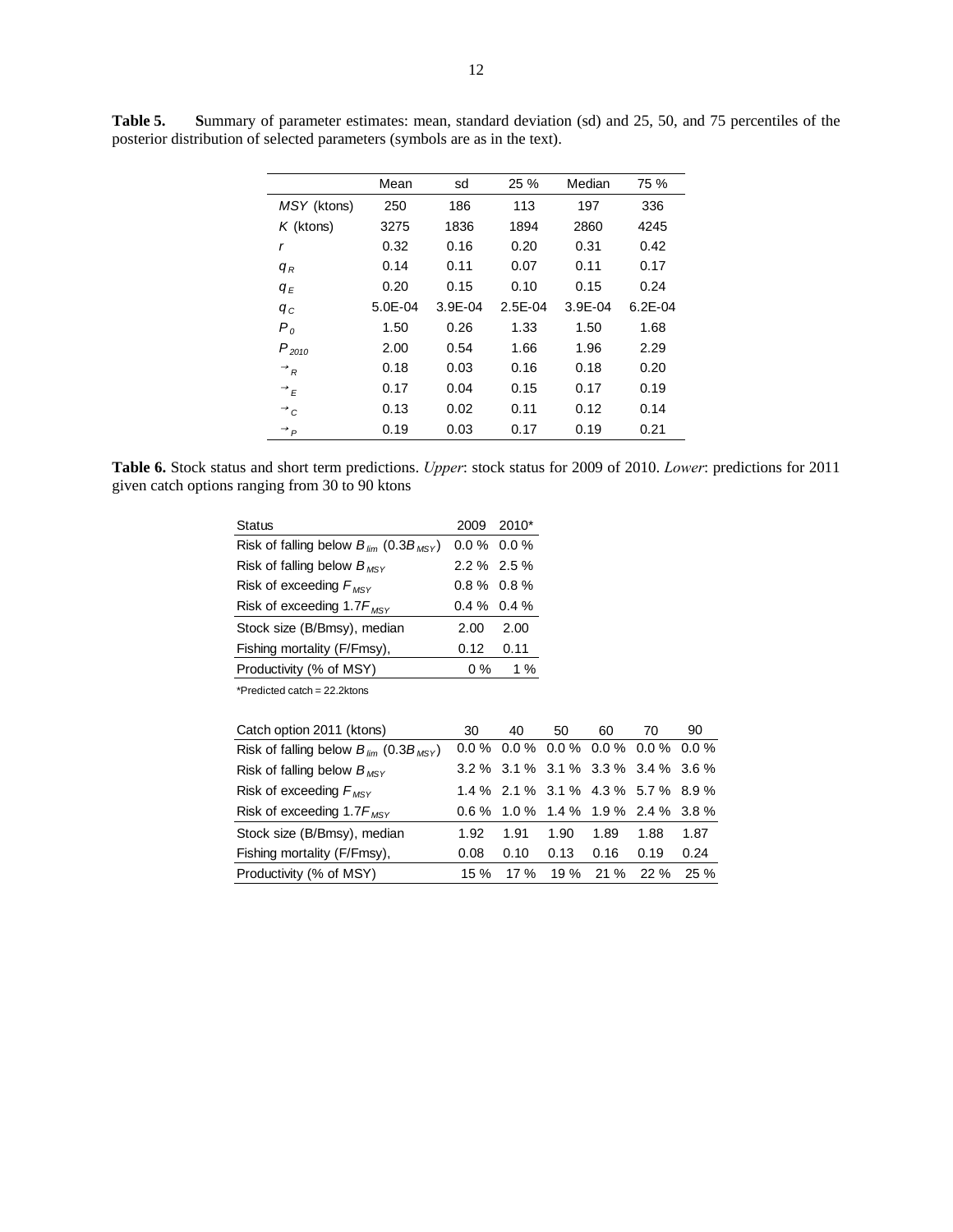**Table 5.** **S**ummary of parameter estimates: mean, standard deviation (sd) and 25, 50, and 75 percentiles of the posterior distribution of selected parameters (symbols are as in the text).

| | Mean | sd | 25 % | Median | 75 % |
|---|---|---|---|---|---|
| *MSY* (ktons) | 250 | 186 | 113 | 197 | 336 |
| *K* (ktons) | 3275 | 1836 | 1894 | 2860 | 4245 |
| $r$ | 0.32 | 0.16 | 0.20 | 0.31 | 0.42 |
| $q_R$ | 0.14 | 0.11 | 0.07 | 0.11 | 0.17 |
| $q_E$ | 0.20 | 0.15 | 0.10 | 0.15 | 0.24 |
| $q_C$ | 5.0E-04 | 3.9E-04 | 2.5E-04 | 3.9E-04 | 6.2E-04 |
| $P_0$ | 1.50 | 0.26 | 1.33 | 1.50 | 1.68 |
| $P_{2010}$ | 2.00 | 0.54 | 1.66 | 1.96 | 2.29 |
| $\tau_R$ | 0.18 | 0.03 | 0.16 | 0.18 | 0.20 |
| $\tau_E$ | 0.17 | 0.04 | 0.15 | 0.17 | 0.19 |
| $\tau_C$ | 0.13 | 0.02 | 0.11 | 0.12 | 0.14 |
| $\tau_P$ | 0.19 | 0.03 | 0.17 | 0.19 | 0.21 |

**Table 6.** Stock status and short term predictions. *Upper*: stock status for 2009 of 2010. *Lower*: predictions for 2011 given catch options ranging from 30 to 90 ktons

| Status | 2009 | 2010* |
|---|---|---|
| Risk of falling below $B_{lim}$ ($0.3B_{MSY}$) | 0.0 % | 0.0 % |
| Risk of falling below $B_{MSY}$ | 2.2 % | 2.5 % |
| Risk of exceeding $F_{MSY}$ | 0.8 % | 0.8 % |
| Risk of exceeding $1.7F_{MSY}$ | 0.4 % | 0.4 % |
| Stock size (B/Bmsy), median | 2.00 | 2.00 |
| Fishing mortality (F/Fmsy), | 0.12 | 0.11 |
| Productivity (% of MSY) | 0 % | 1 % |

*Predicted catch = 22.2ktons

| Catch option 2011 (ktons) | 30 | 40 | 50 | 60 | 70 | 90 |
|---|---|---|---|---|---|---|
| Risk of falling below $B_{lim}$ ($0.3B_{MSY}$) | 0.0 % | 0.0 % | 0.0 % | 0.0 % | 0.0 % | 0.0 % |
| Risk of falling below $B_{MSY}$ | 3.2 % | 3.1 % | 3.1 % | 3.3 % | 3.4 % | 3.6 % |
| Risk of exceeding $F_{MSY}$ | 1.4 % | 2.1 % | 3.1 % | 4.3 % | 5.7 % | 8.9 % |
| Risk of exceeding $1.7F_{MSY}$ | 0.6 % | 1.0 % | 1.4 % | 1.9 % | 2.4 % | 3.8 % |
| Stock size (B/Bmsy), median | 1.92 | 1.91 | 1.90 | 1.89 | 1.88 | 1.87 |
| Fishing mortality (F/Fmsy), | 0.08 | 0.10 | 0.13 | 0.16 | 0.19 | 0.24 |
| Productivity (% of MSY) | 15 % | 17 % | 19 % | 21 % | 22 % | 25 % |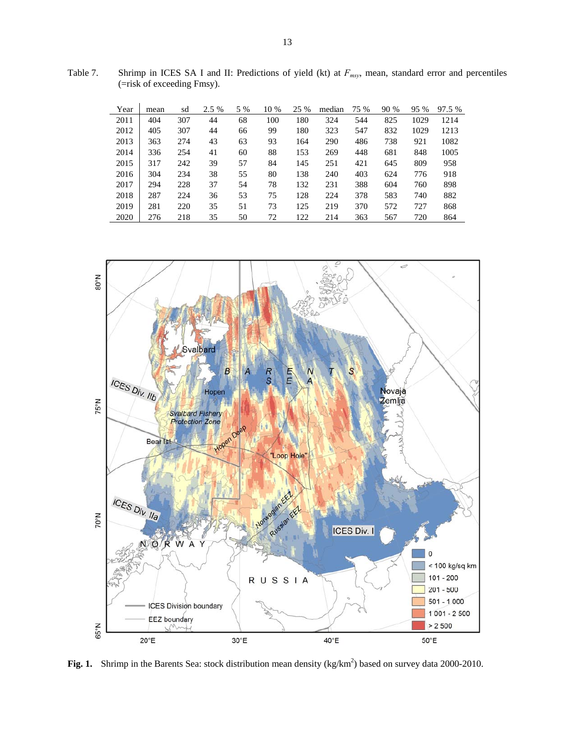Table 7. Shrimp in ICES SA I and II: Predictions of yield (kt) at $F_{msy}$, mean, standard error and percentiles (=risk of exceeding Fmsy).

| Year | mean | sd | 2.5 % | 5 % | 10 % | 25 % | median | 75 % | 90 % | 95 % | 97.5 % |
|---|---|---|---|---|---|---|---|---|---|---|---|
| 2011 | 404 | 307 | 44 | 68 | 100 | 180 | 324 | 544 | 825 | 1029 | 1214 |
| 2012 | 405 | 307 | 44 | 66 | 99 | 180 | 323 | 547 | 832 | 1029 | 1213 |
| 2013 | 363 | 274 | 43 | 63 | 93 | 164 | 290 | 486 | 738 | 921 | 1082 |
| 2014 | 336 | 254 | 41 | 60 | 88 | 153 | 269 | 448 | 681 | 848 | 1005 |
| 2015 | 317 | 242 | 39 | 57 | 84 | 145 | 251 | 421 | 645 | 809 | 958 |
| 2016 | 304 | 234 | 38 | 55 | 80 | 138 | 240 | 403 | 624 | 776 | 918 |
| 2017 | 294 | 228 | 37 | 54 | 78 | 132 | 231 | 388 | 604 | 760 | 898 |
| 2018 | 287 | 224 | 36 | 53 | 75 | 128 | 224 | 378 | 583 | 740 | 882 |
| 2019 | 281 | 220 | 35 | 51 | 73 | 125 | 219 | 370 | 572 | 727 | 868 |
| 2020 | 276 | 218 | 35 | 50 | 72 | 122 | 214 | 363 | 567 | 720 | 864 |

**Fig. 1.** Shrimp in the Barents Sea: stock distribution mean density (kg/km$^2$) based on survey data 2000-2010.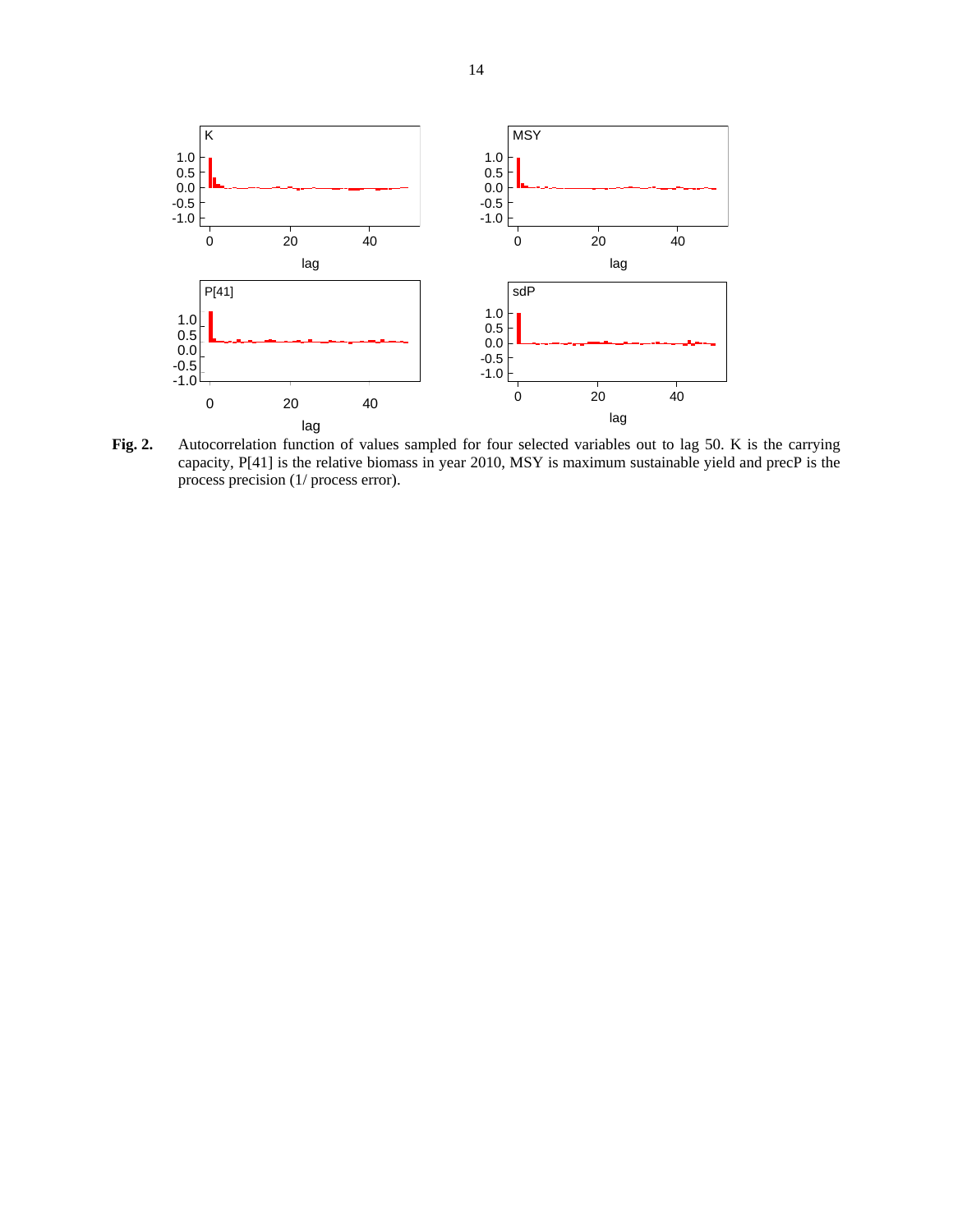**Fig. 2.** Autocorrelation function of values sampled for four selected variables out to lag 50. K is the carrying capacity, P[41] is the relative biomass in year 2010, MSY is maximum sustainable yield and precP is the process precision (1/ process error).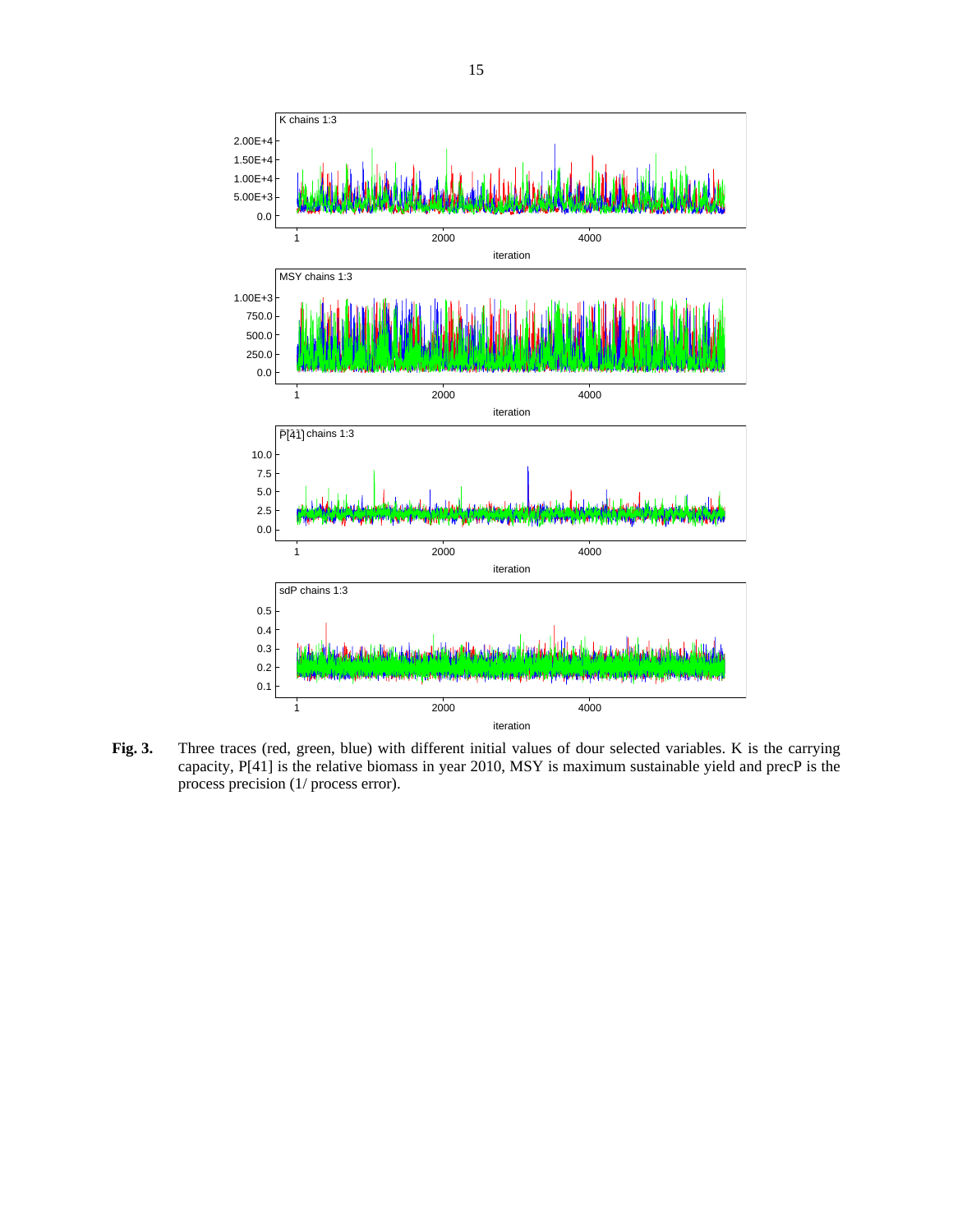**Fig. 3.** Three traces (red, green, blue) with different initial values of dour selected variables. K is the carrying capacity, P[41] is the relative biomass in year 2010, MSY is maximum sustainable yield and precP is the process precision (1/ process error).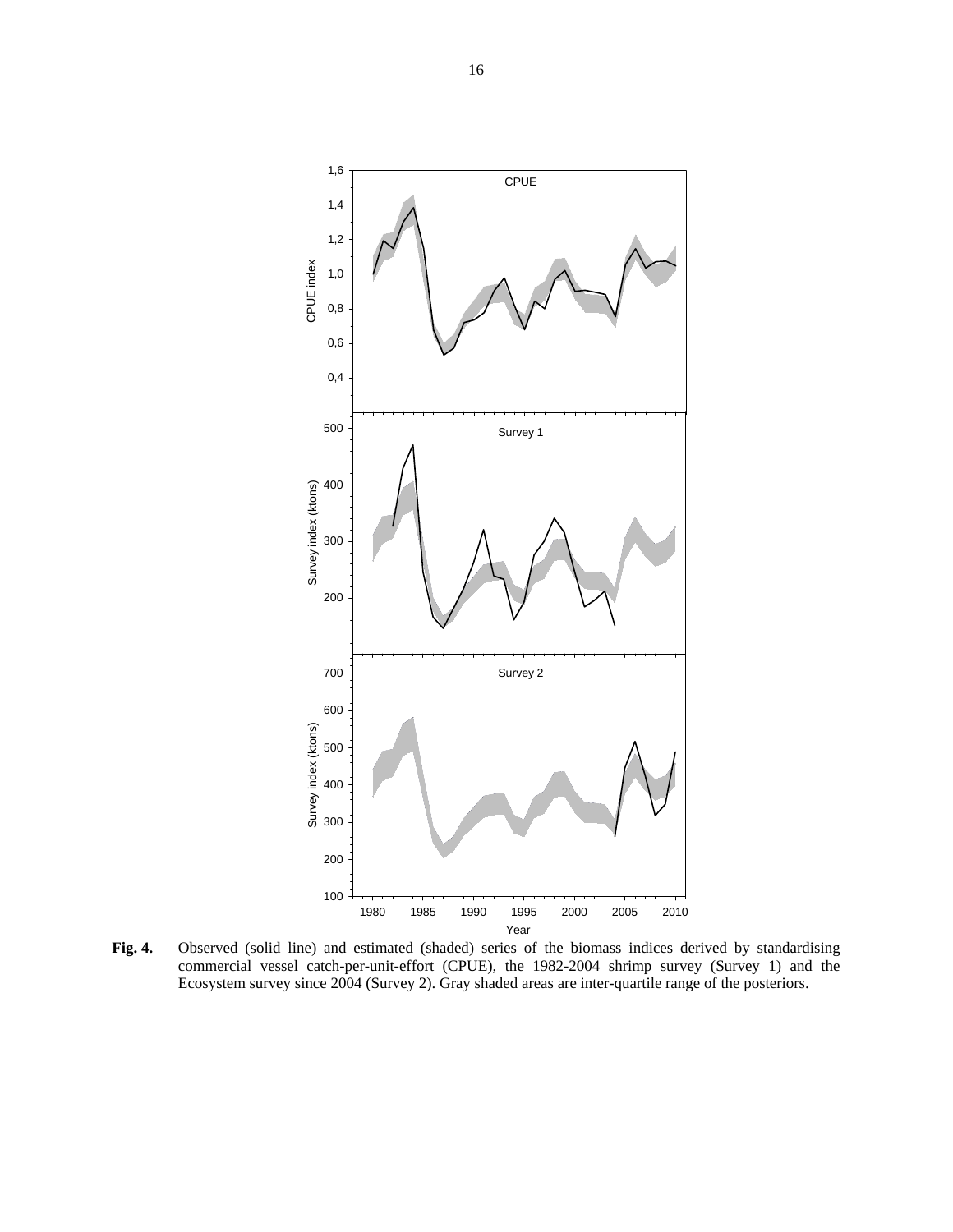**Fig. 4.** Observed (solid line) and estimated (shaded) series of the biomass indices derived by standardising commercial vessel catch-per-unit-effort (CPUE), the 1982-2004 shrimp survey (Survey 1) and the Ecosystem survey since 2004 (Survey 2). Gray shaded areas are inter-quartile range of the posteriors.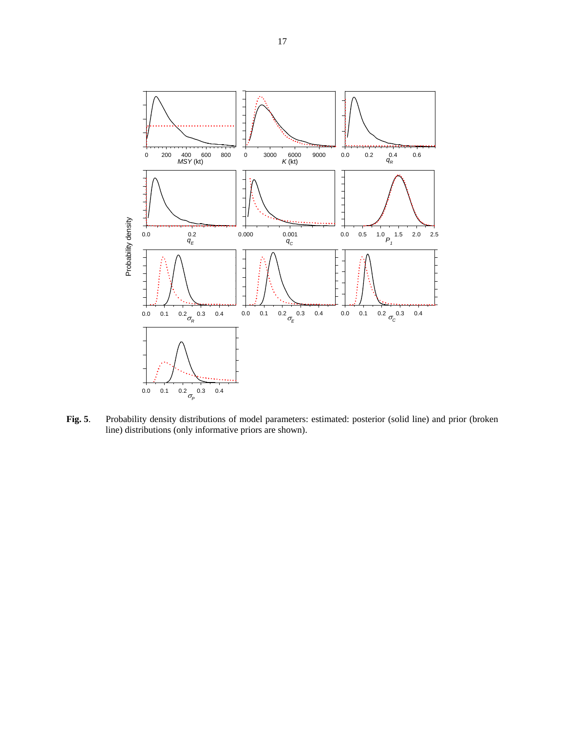**Fig. 5**. Probability density distributions of model parameters: estimated: posterior (solid line) and prior (broken line) distributions (only informative priors are shown).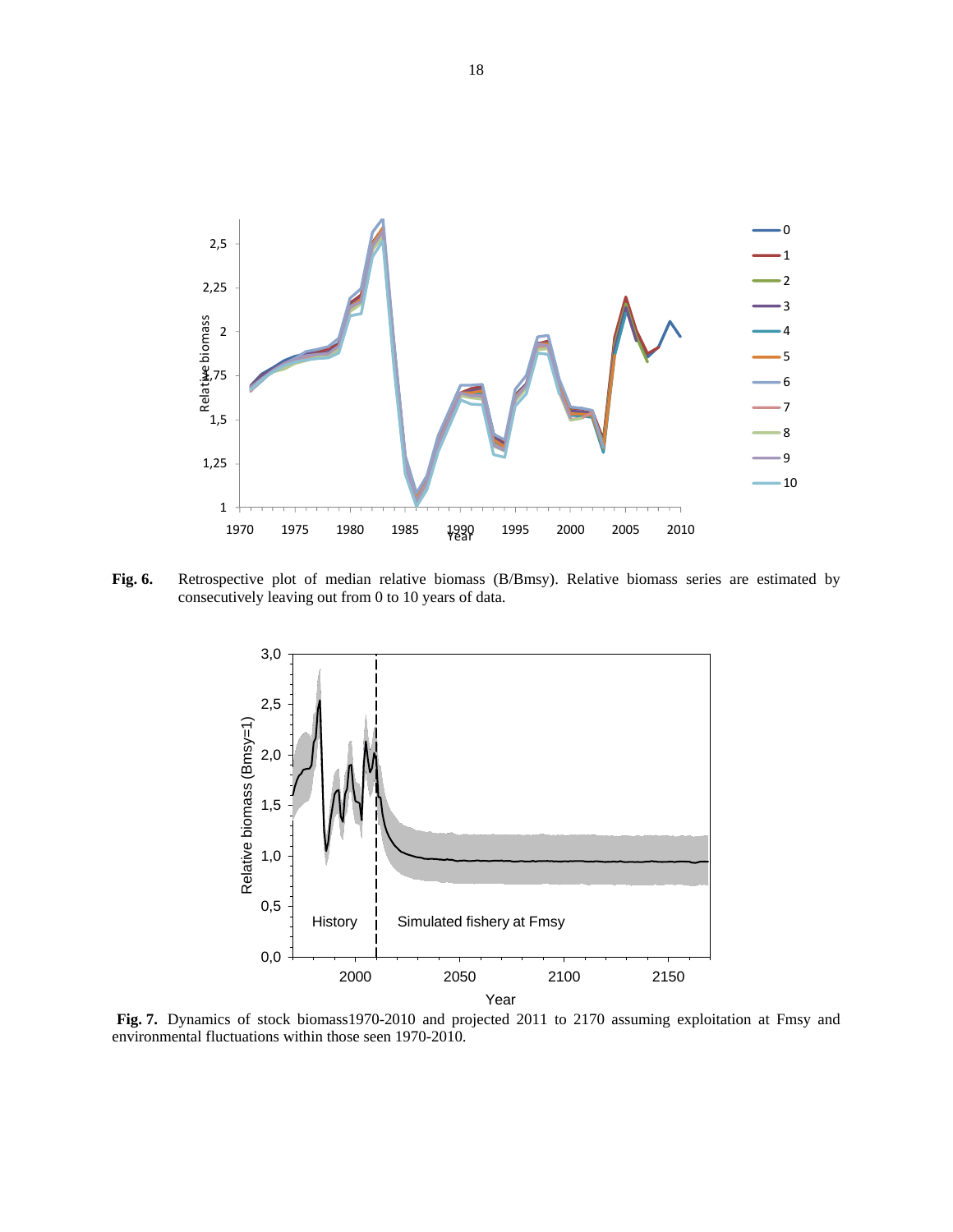**Fig. 6.** Retrospective plot of median relative biomass (B/Bmsy). Relative biomass series are estimated by consecutively leaving out from 0 to 10 years of data.

**Fig. 7.** Dynamics of stock biomass1970-2010 and projected 2011 to 2170 assuming exploitation at Fmsy and environmental fluctuations within those seen 1970-2010.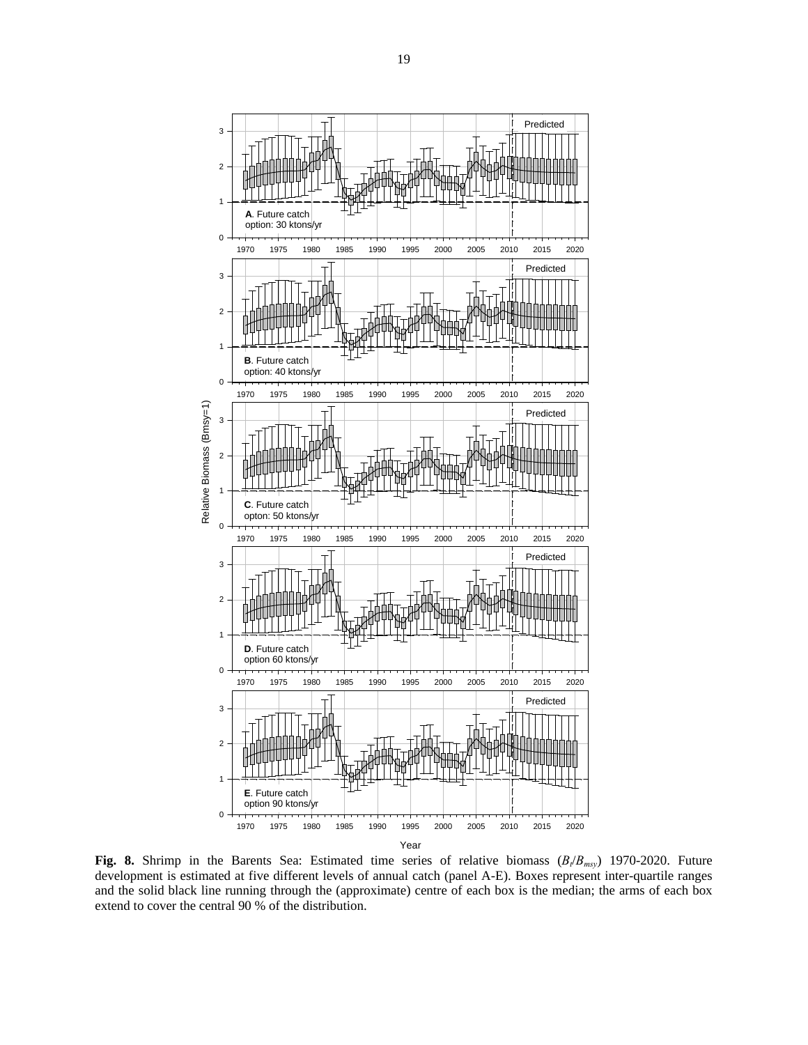**Fig. 8.** Shrimp in the Barents Sea: Estimated time series of relative biomass ($B_t/B_{msy}$) 1970-2020. Future development is estimated at five different levels of annual catch (panel A-E). Boxes represent inter-quartile ranges and the solid black line running through the (approximate) centre of each box is the median; the arms of each box extend to cover the central 90 % of the distribution.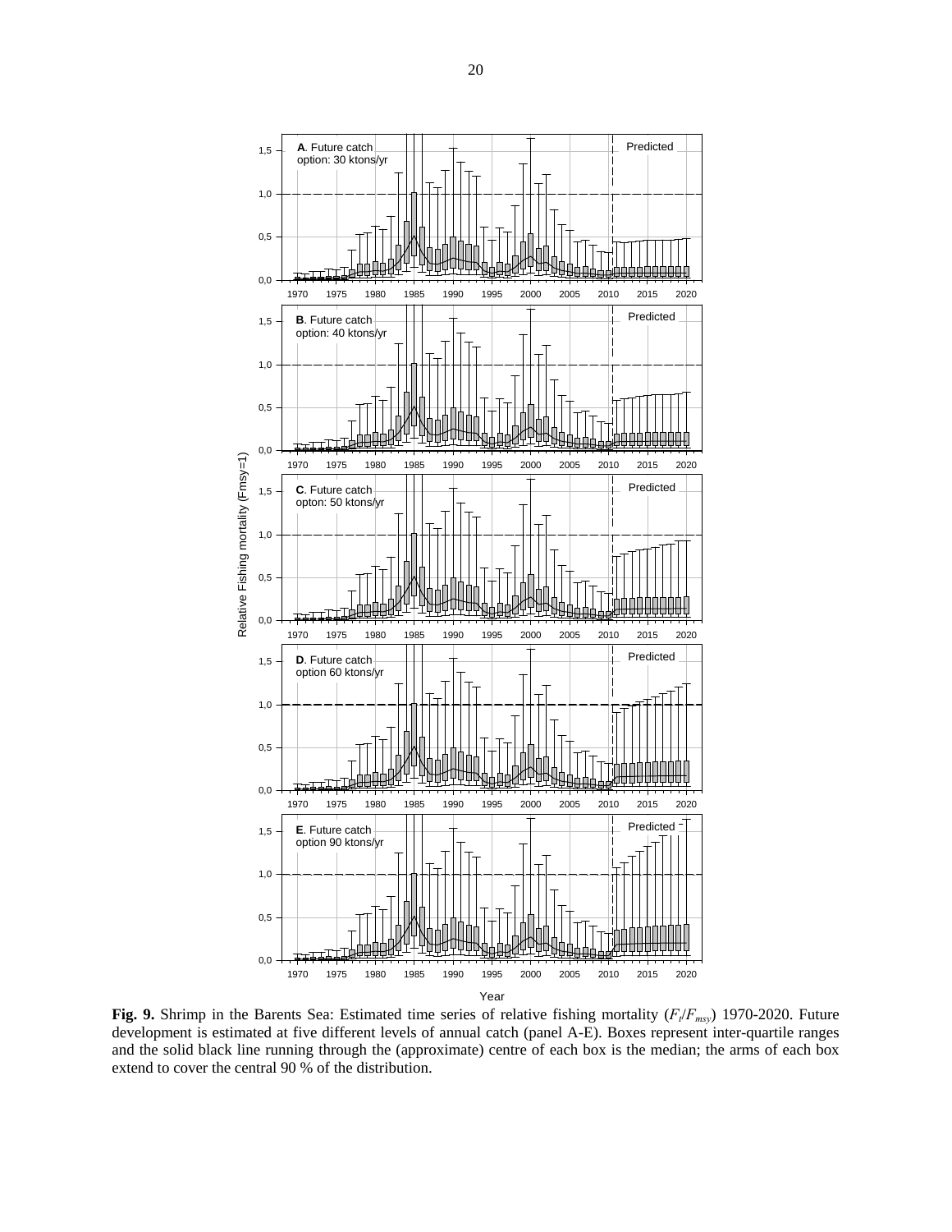**Fig. 9.** Shrimp in the Barents Sea: Estimated time series of relative fishing mortality ($F_t/F_{msy}$) 1970-2020. Future development is estimated at five different levels of annual catch (panel A-E). Boxes represent inter-quartile ranges and the solid black line running through the (approximate) centre of each box is the median; the arms of each box extend to cover the central 90 % of the distribution.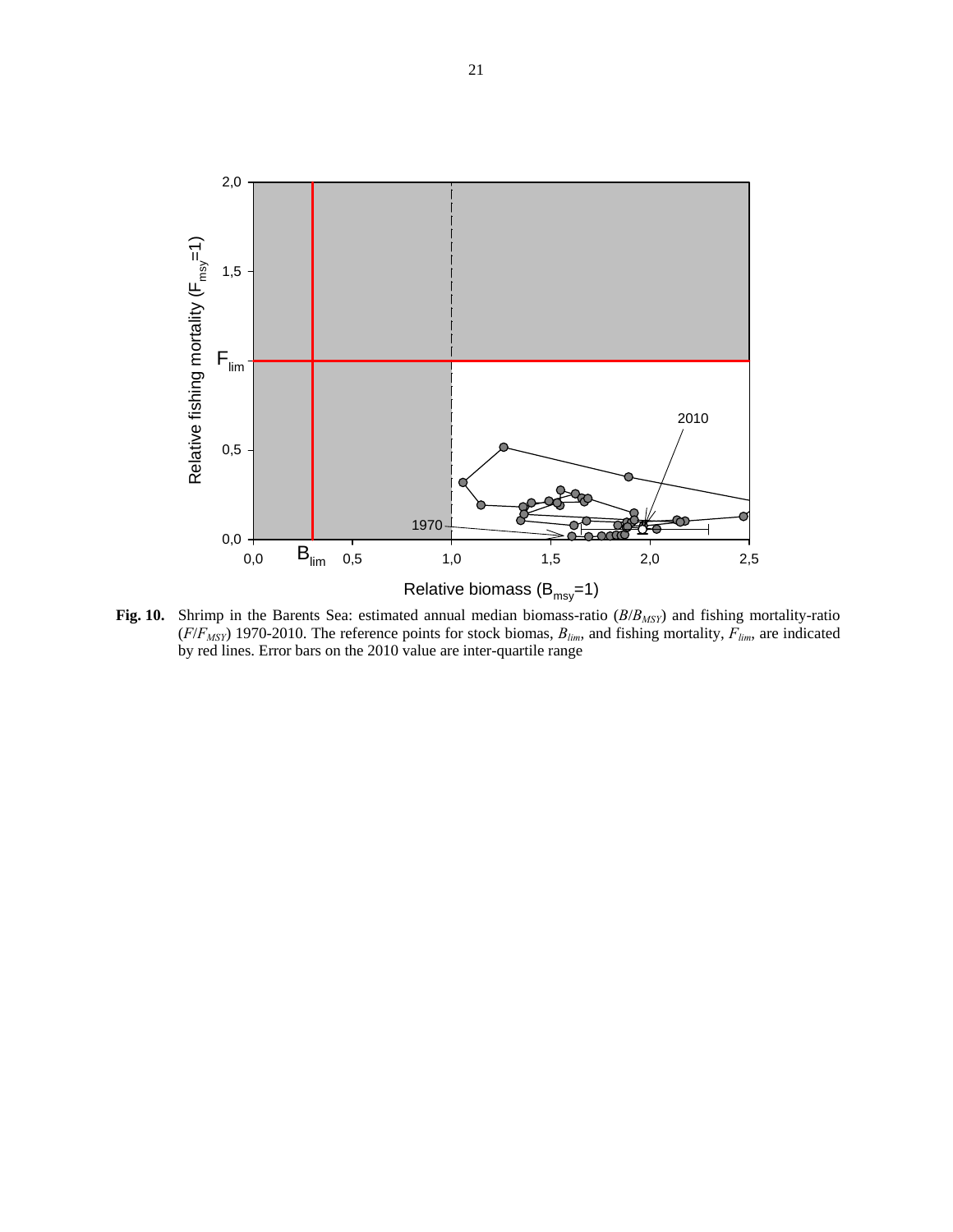**Fig. 10.** Shrimp in the Barents Sea: estimated annual median biomass-ratio ($B/B_{MSY}$) and fishing mortality-ratio ($F/F_{MSY}$) 1970-2010. The reference points for stock biomas, $B_{lim}$, and fishing mortality, $F_{lim}$, are indicated by red lines. Error bars on the 2010 value are inter-quartile range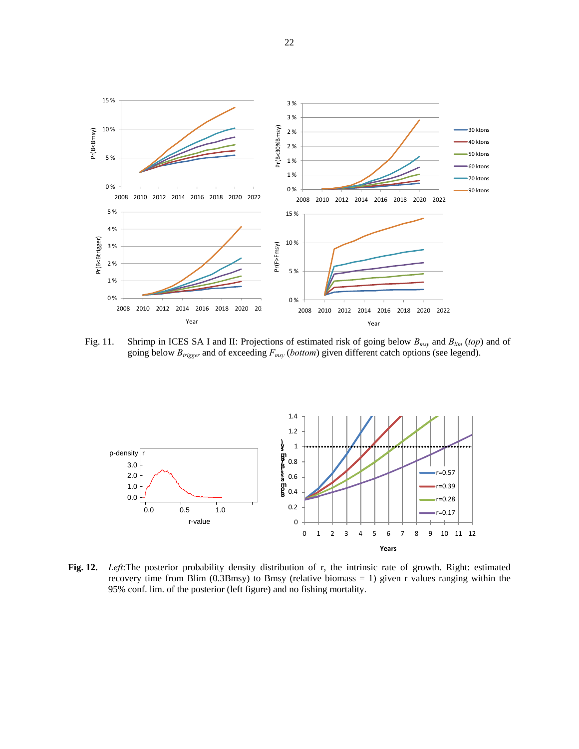15 %
10 %
5 %
0 %
Pr(B<Bmsy)
2008 2010 2012 2014 2016 2018 2020 2022

3 %
3 %
2 %
2 %
1 %
1 %
0 %
Pr(B<30%Bmsy)
2008 2010 2012 2014 2016 2018 2020 2022

30 ktons
40 ktons
50 ktons
60 ktons
70 ktons
90 ktons

5 %
4 %
3 %
2 %
1 %
0 %
Pr(B<Btrigger)
2008 2010 2012 2014 2016 2018 2020 20
Year

15 %
10 %
5 %
0 %
Pr(F>Fmsy)
2008 2010 2012 2014 2016 2018 2020 2022
Year

Fig. 11. Shrimp in ICES SA I and II: Projections of estimated risk of going below $B_{msy}$ and $B_{lim}$ (*top*) and of going below $B_{trigger}$ and of exceeding $F_{msy}$ (*bottom*) given different catch options (see legend).

p-density r
3.0
2.0
1.0
0.0
0.0 0.5 1.0
r-value

1.4
1.2
1
0.8
0.6
0.4
0.2
0
B/Bmsy
0 1 2 3 4 5 6 7 8 9 10 11 12
Years
r=0.57
r=0.39
r=0.28
r=0.17

**Fig. 12.** *Left*:The posterior probability density distribution of r, the intrinsic rate of growth. Right: estimated recovery time from Blim (0.3Bmsy) to Bmsy (relative biomass = 1) given r values ranging within the 95% conf. lim. of the posterior (left figure) and no fishing mortality.